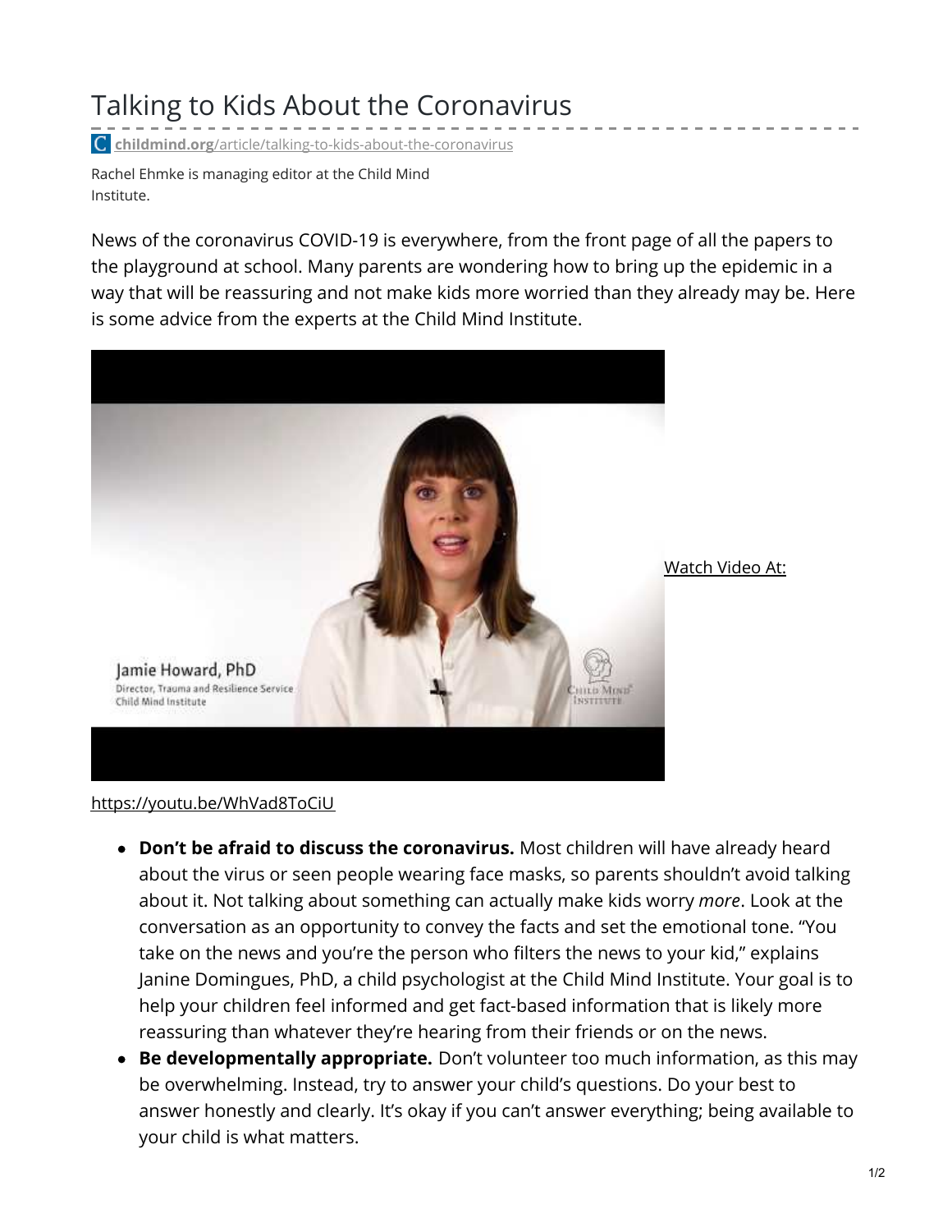# Talking to Kids About the Coronavirus

childmind.org/article/talking-to-kids-about-the-coronavirus

Rachel Ehmke is managing editor at the Child Mind Institute.

News of the coronavirus COVID-19 is everywhere, from the front page of all the papers to the playground at school. Many parents are wondering how to bring up the epidemic in a way that will be reassuring and not make kids more worried than they already may be. Here is some advice from the experts at the Child Mind Institute.

Watch Video At:

https://youtu.be/WhVad8ToCiU

- **Don't be afraid to discuss the coronavirus.** Most children will have already heard about the virus or seen people wearing face masks, so parents shouldn't avoid talking about it. Not talking about something can actually make kids worry *more*. Look at the conversation as an opportunity to convey the facts and set the emotional tone. "You take on the news and you're the person who filters the news to your kid," explains Janine Domingues, PhD, a child psychologist at the Child Mind Institute. Your goal is to help your children feel informed and get fact-based information that is likely more reassuring than whatever they're hearing from their friends or on the news.
- **Be developmentally appropriate.** Don't volunteer too much information, as this may be overwhelming. Instead, try to answer your child's questions. Do your best to answer honestly and clearly. It's okay if you can't answer everything; being available to your child is what matters.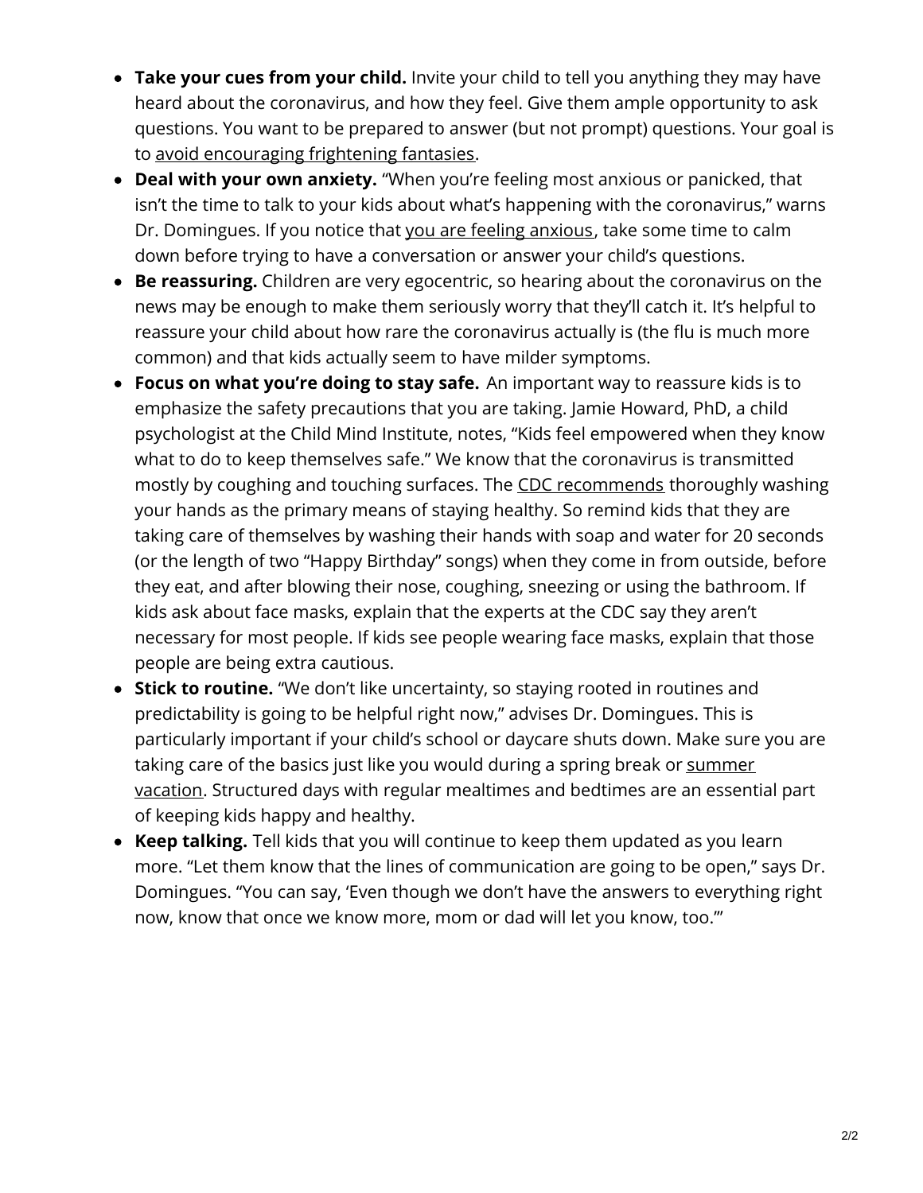- **Take your cues from your child.** Invite your child to tell you anything they may have heard about the coronavirus, and how they feel. Give them ample opportunity to ask questions. You want to be prepared to answer (but not prompt) questions. Your goal is to avoid encouraging frightening fantasies.
- **Deal with your own anxiety.** "When you're feeling most anxious or panicked, that isn't the time to talk to your kids about what's happening with the coronavirus," warns Dr. Domingues. If you notice that you are feeling anxious, take some time to calm down before trying to have a conversation or answer your child's questions.
- **Be reassuring.** Children are very egocentric, so hearing about the coronavirus on the news may be enough to make them seriously worry that they'll catch it. It's helpful to reassure your child about how rare the coronavirus actually is (the flu is much more common) and that kids actually seem to have milder symptoms.
- **Focus on what you're doing to stay safe.** An important way to reassure kids is to emphasize the safety precautions that you are taking. Jamie Howard, PhD, a child psychologist at the Child Mind Institute, notes, "Kids feel empowered when they know what to do to keep themselves safe." We know that the coronavirus is transmitted mostly by coughing and touching surfaces. The CDC recommends thoroughly washing your hands as the primary means of staying healthy. So remind kids that they are taking care of themselves by washing their hands with soap and water for 20 seconds (or the length of two "Happy Birthday" songs) when they come in from outside, before they eat, and after blowing their nose, coughing, sneezing or using the bathroom. If kids ask about face masks, explain that the experts at the CDC say they aren't necessary for most people. If kids see people wearing face masks, explain that those people are being extra cautious.
- **Stick to routine.** "We don't like uncertainty, so staying rooted in routines and predictability is going to be helpful right now," advises Dr. Domingues. This is particularly important if your child's school or daycare shuts down. Make sure you are taking care of the basics just like you would during a spring break or summer vacation. Structured days with regular mealtimes and bedtimes are an essential part of keeping kids happy and healthy.
- **Keep talking.** Tell kids that you will continue to keep them updated as you learn more. "Let them know that the lines of communication are going to be open," says Dr. Domingues. "You can say, 'Even though we don't have the answers to everything right now, know that once we know more, mom or dad will let you know, too.'"